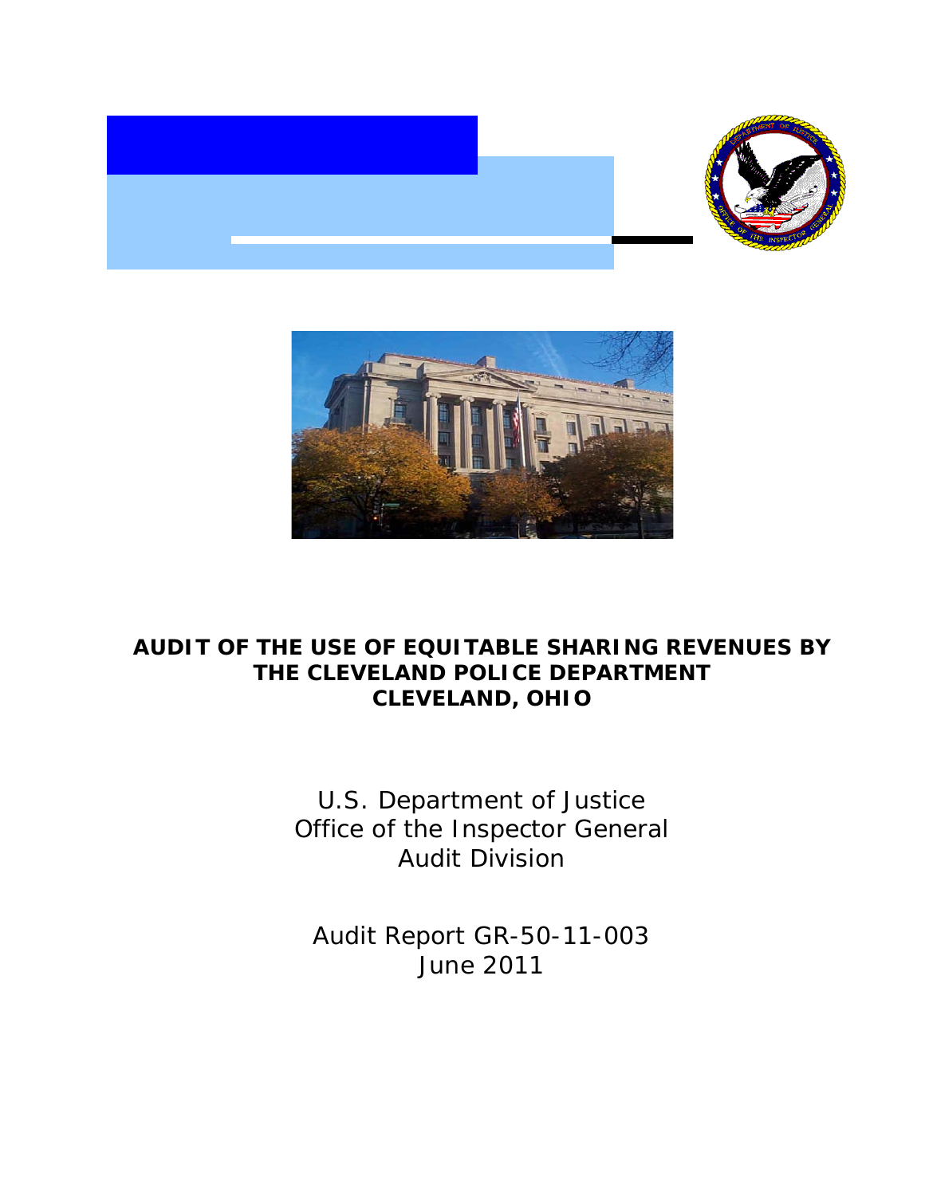# AUDIT OF THE USE OF EQUITABLE SHARING REVENUES BY THE CLEVELAND POLICE DEPARTMENT CLEVELAND, OHIO

U.S. Department of Justice
Office of the Inspector General
Audit Division

Audit Report GR-50-11-003
June 2011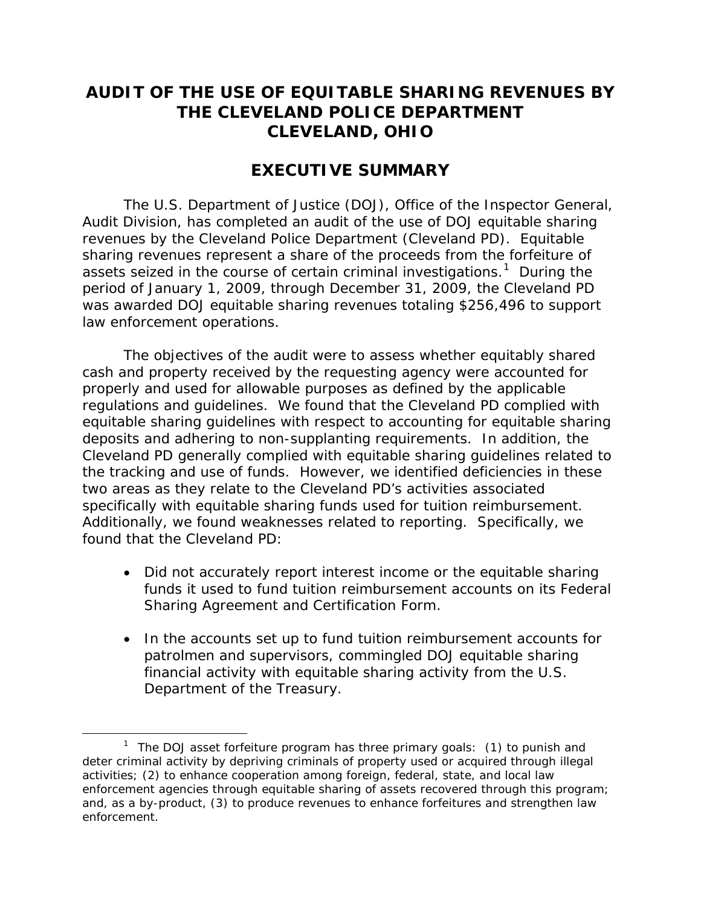# AUDIT OF THE USE OF EQUITABLE SHARING REVENUES BY THE CLEVELAND POLICE DEPARTMENT CLEVELAND, OHIO

## EXECUTIVE SUMMARY

The U.S. Department of Justice (DOJ), Office of the Inspector General, Audit Division, has completed an audit of the use of DOJ equitable sharing revenues by the Cleveland Police Department (Cleveland PD). Equitable sharing revenues represent a share of the proceeds from the forfeiture of assets seized in the course of certain criminal investigations.[1] During the period of January 1, 2009, through December 31, 2009, the Cleveland PD was awarded DOJ equitable sharing revenues totaling $256,496 to support law enforcement operations.

The objectives of the audit were to assess whether equitably shared cash and property received by the requesting agency were accounted for properly and used for allowable purposes as defined by the applicable regulations and guidelines. We found that the Cleveland PD complied with equitable sharing guidelines with respect to accounting for equitable sharing deposits and adhering to non-supplanting requirements. In addition, the Cleveland PD generally complied with equitable sharing guidelines related to the tracking and use of funds. However, we identified deficiencies in these two areas as they relate to the Cleveland PD's activities associated specifically with equitable sharing funds used for tuition reimbursement. Additionally, we found weaknesses related to reporting. Specifically, we found that the Cleveland PD:

- Did not accurately report interest income or the equitable sharing funds it used to fund tuition reimbursement accounts on its Federal Sharing Agreement and Certification Form.
- In the accounts set up to fund tuition reimbursement accounts for patrolmen and supervisors, commingled DOJ equitable sharing financial activity with equitable sharing activity from the U.S. Department of the Treasury.

[1] The DOJ asset forfeiture program has three primary goals: (1) to punish and deter criminal activity by depriving criminals of property used or acquired through illegal activities; (2) to enhance cooperation among foreign, federal, state, and local law enforcement agencies through equitable sharing of assets recovered through this program; and, as a by-product, (3) to produce revenues to enhance forfeitures and strengthen law enforcement.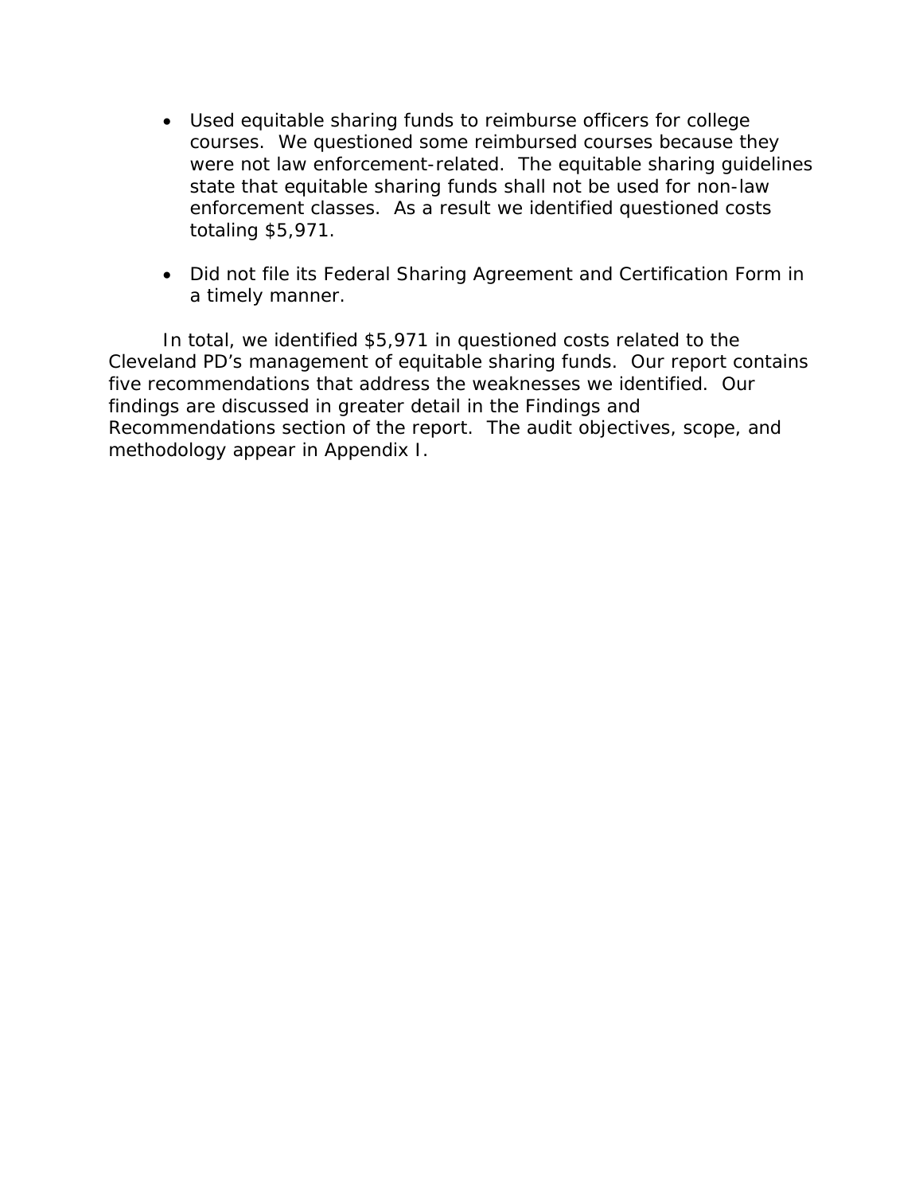- Used equitable sharing funds to reimburse officers for college courses. We questioned some reimbursed courses because they were not law enforcement-related. The equitable sharing guidelines state that equitable sharing funds shall not be used for non-law enforcement classes. As a result we identified questioned costs totaling $5,971.

- Did not file its Federal Sharing Agreement and Certification Form in a timely manner.

In total, we identified $5,971 in questioned costs related to the Cleveland PD's management of equitable sharing funds. Our report contains five recommendations that address the weaknesses we identified. Our findings are discussed in greater detail in the Findings and Recommendations section of the report. The audit objectives, scope, and methodology appear in Appendix I.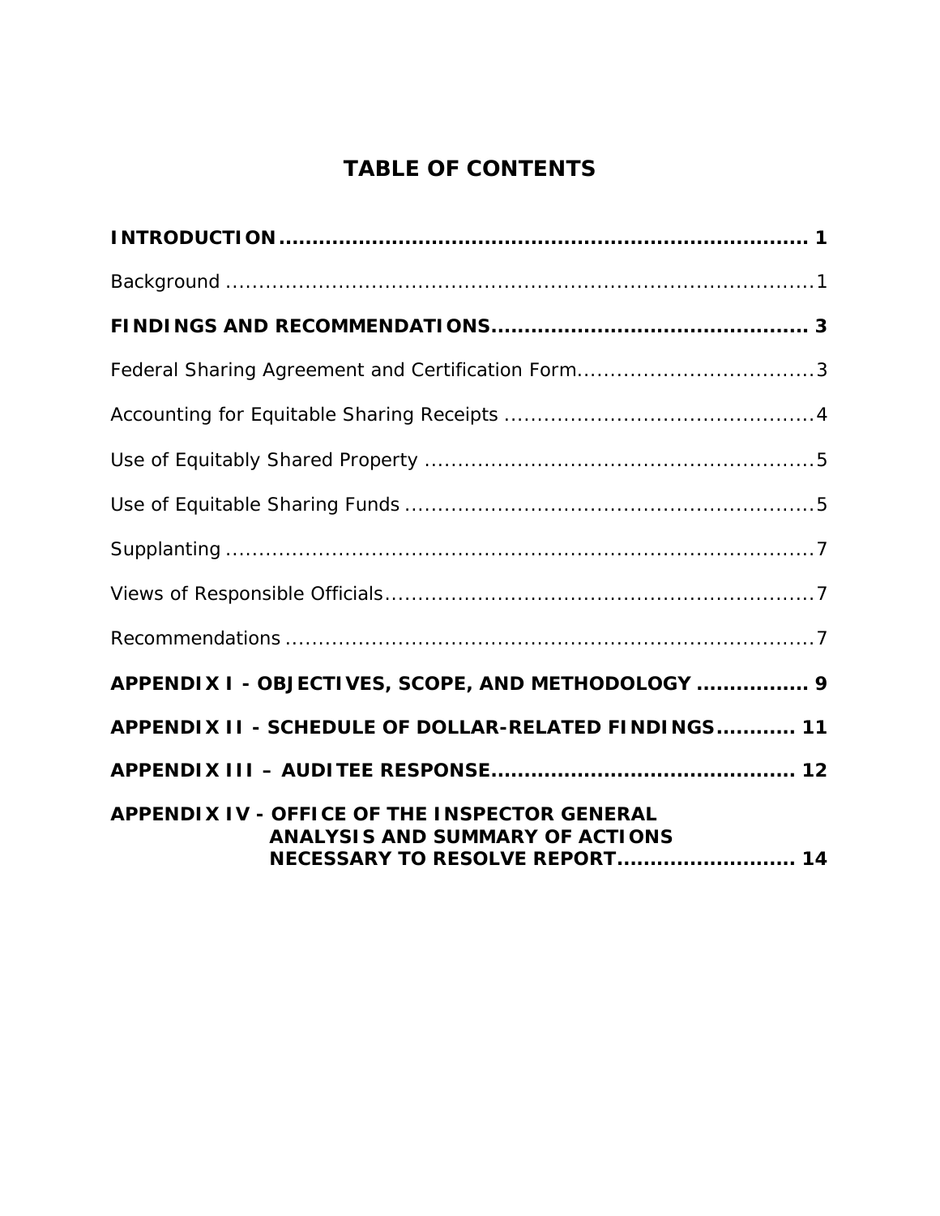# TABLE OF CONTENTS

**INTRODUCTION** ............................................................................. **1**

Background ....................................................................................1

**FINDINGS AND RECOMMENDATIONS** ............................................. **3**

Federal Sharing Agreement and Certification Form.................................3

Accounting for Equitable Sharing Receipts ............................................4

Use of Equitably Shared Property .........................................................5

Use of Equitable Sharing Funds ............................................................5

Supplanting ........................................................................................7

Views of Responsible Officials................................................................7

Recommendations ...............................................................................7

**APPENDIX I - OBJECTIVES, SCOPE, AND METHODOLOGY ................ 9**

**APPENDIX II - SCHEDULE OF DOLLAR-RELATED FINDINGS............ 11**

**APPENDIX III – AUDITEE RESPONSE............................................. 12**

**APPENDIX IV - OFFICE OF THE INSPECTOR GENERAL ANALYSIS AND SUMMARY OF ACTIONS NECESSARY TO RESOLVE REPORT.......................... 14**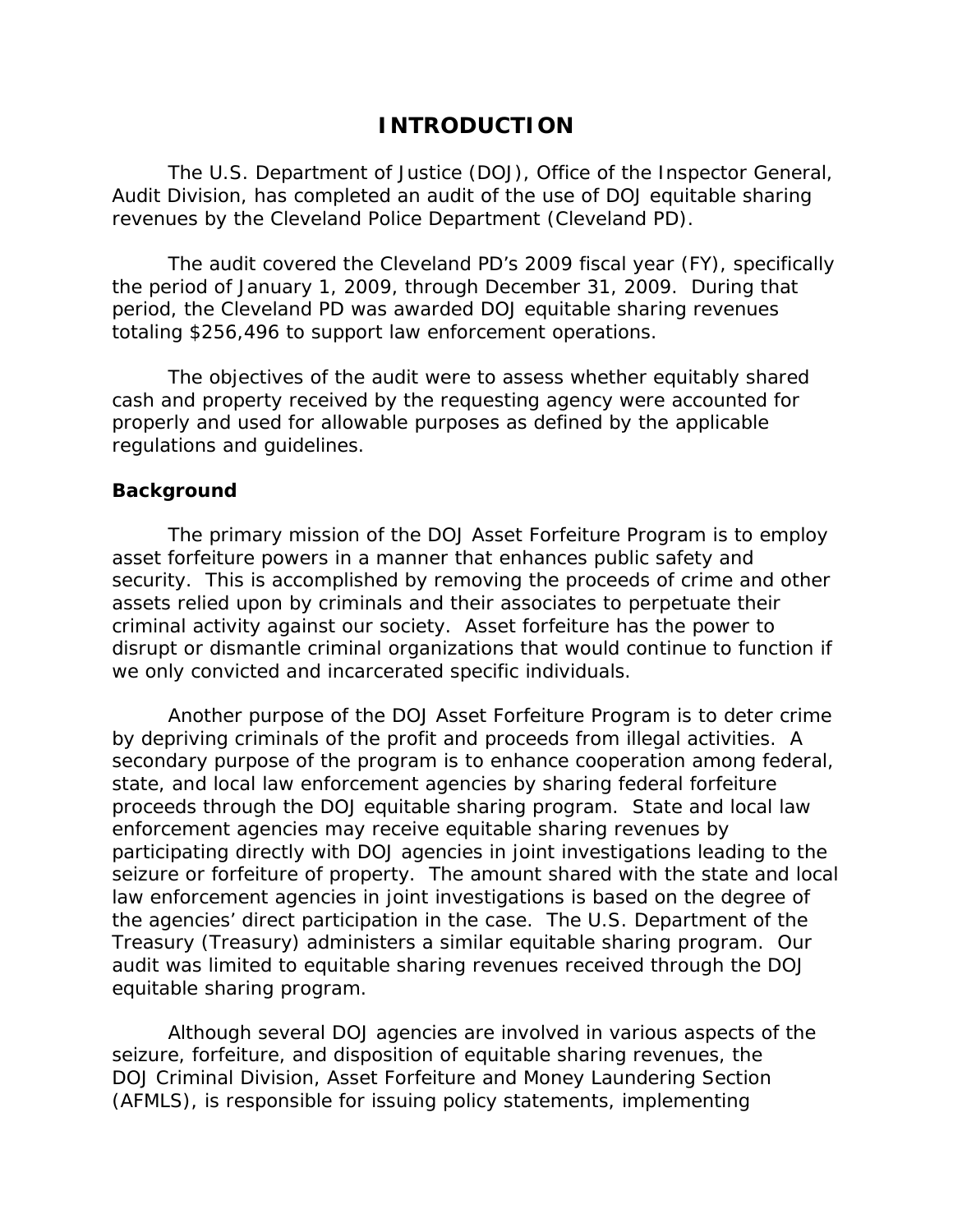# INTRODUCTION

The U.S. Department of Justice (DOJ), Office of the Inspector General, Audit Division, has completed an audit of the use of DOJ equitable sharing revenues by the Cleveland Police Department (Cleveland PD).

The audit covered the Cleveland PD's 2009 fiscal year (FY), specifically the period of January 1, 2009, through December 31, 2009. During that period, the Cleveland PD was awarded DOJ equitable sharing revenues totaling $256,496 to support law enforcement operations.

The objectives of the audit were to assess whether equitably shared cash and property received by the requesting agency were accounted for properly and used for allowable purposes as defined by the applicable regulations and guidelines.

## Background

The primary mission of the DOJ Asset Forfeiture Program is to employ asset forfeiture powers in a manner that enhances public safety and security. This is accomplished by removing the proceeds of crime and other assets relied upon by criminals and their associates to perpetuate their criminal activity against our society. Asset forfeiture has the power to disrupt or dismantle criminal organizations that would continue to function if we only convicted and incarcerated specific individuals.

Another purpose of the DOJ Asset Forfeiture Program is to deter crime by depriving criminals of the profit and proceeds from illegal activities. A secondary purpose of the program is to enhance cooperation among federal, state, and local law enforcement agencies by sharing federal forfeiture proceeds through the DOJ equitable sharing program. State and local law enforcement agencies may receive equitable sharing revenues by participating directly with DOJ agencies in joint investigations leading to the seizure or forfeiture of property. The amount shared with the state and local law enforcement agencies in joint investigations is based on the degree of the agencies' direct participation in the case. The U.S. Department of the Treasury (Treasury) administers a similar equitable sharing program. Our audit was limited to equitable sharing revenues received through the DOJ equitable sharing program.

Although several DOJ agencies are involved in various aspects of the seizure, forfeiture, and disposition of equitable sharing revenues, the DOJ Criminal Division, Asset Forfeiture and Money Laundering Section (AFMLS), is responsible for issuing policy statements, implementing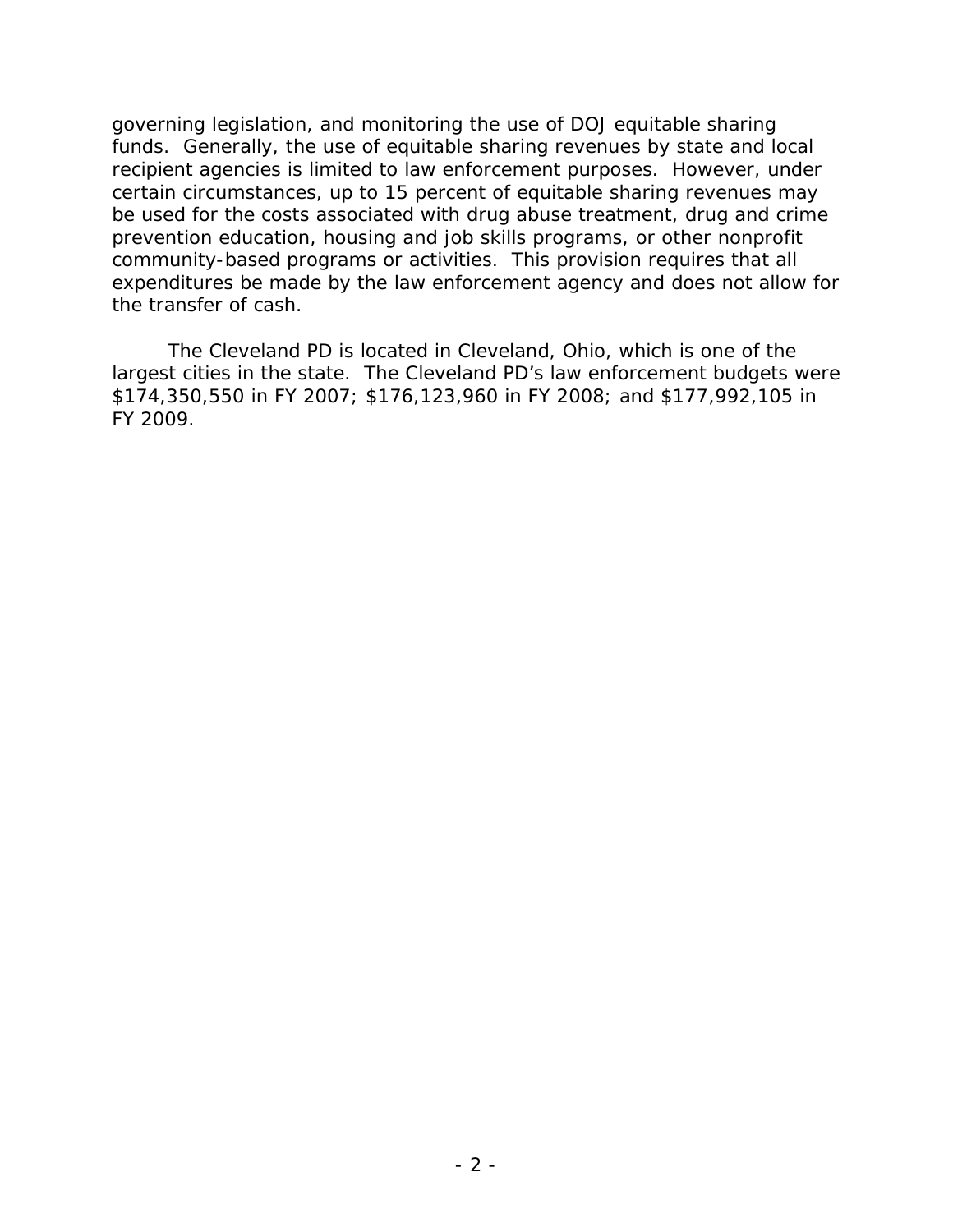governing legislation, and monitoring the use of DOJ equitable sharing funds. Generally, the use of equitable sharing revenues by state and local recipient agencies is limited to law enforcement purposes. However, under certain circumstances, up to 15 percent of equitable sharing revenues may be used for the costs associated with drug abuse treatment, drug and crime prevention education, housing and job skills programs, or other nonprofit community-based programs or activities. This provision requires that all expenditures be made by the law enforcement agency and does not allow for the transfer of cash.

The Cleveland PD is located in Cleveland, Ohio, which is one of the largest cities in the state. The Cleveland PD's law enforcement budgets were $174,350,550 in FY 2007; $176,123,960 in FY 2008; and $177,992,105 in FY 2009.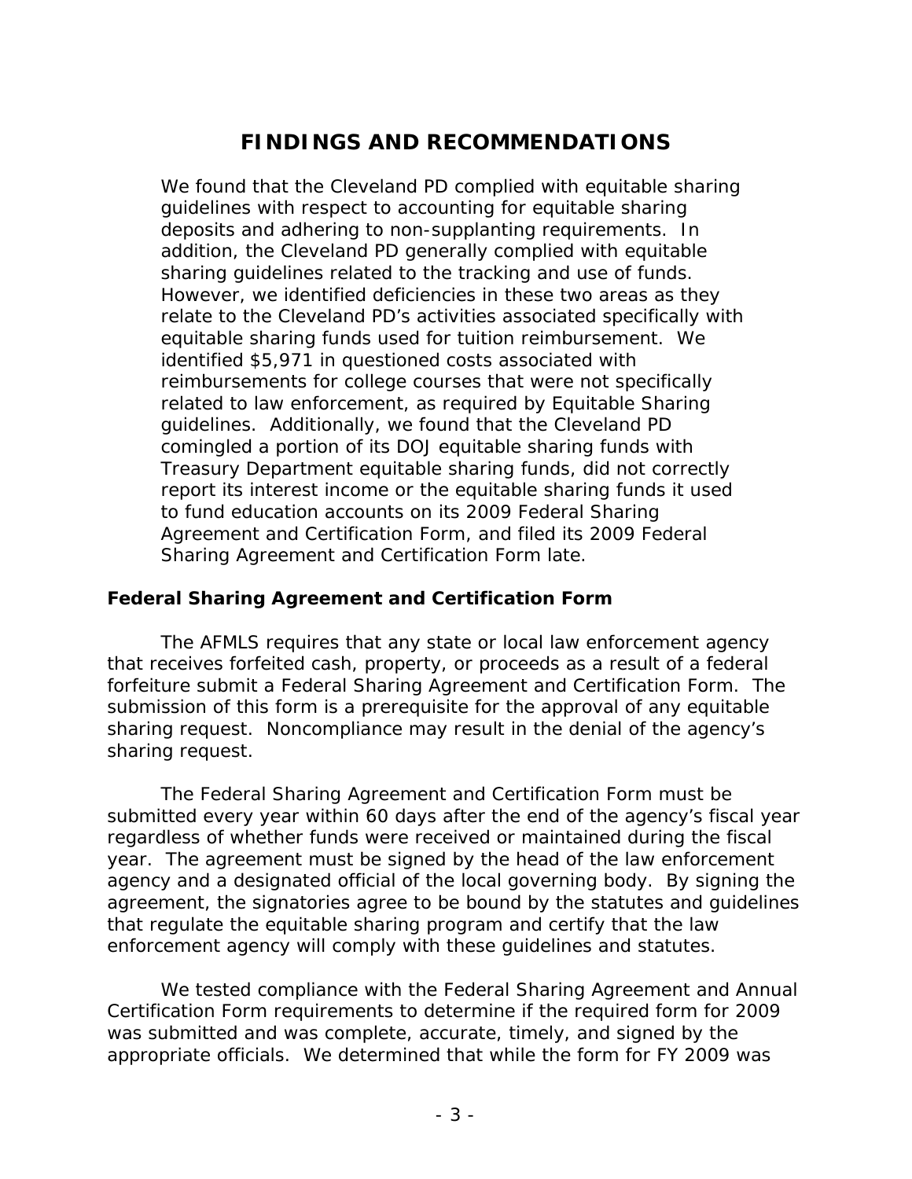# FINDINGS AND RECOMMENDATIONS

We found that the Cleveland PD complied with equitable sharing guidelines with respect to accounting for equitable sharing deposits and adhering to non-supplanting requirements. In addition, the Cleveland PD generally complied with equitable sharing guidelines related to the tracking and use of funds. However, we identified deficiencies in these two areas as they relate to the Cleveland PD's activities associated specifically with equitable sharing funds used for tuition reimbursement. We identified $5,971 in questioned costs associated with reimbursements for college courses that were not specifically related to law enforcement, as required by Equitable Sharing guidelines. Additionally, we found that the Cleveland PD comingled a portion of its DOJ equitable sharing funds with Treasury Department equitable sharing funds, did not correctly report its interest income or the equitable sharing funds it used to fund education accounts on its 2009 Federal Sharing Agreement and Certification Form, and filed its 2009 Federal Sharing Agreement and Certification Form late.

### Federal Sharing Agreement and Certification Form

The AFMLS requires that any state or local law enforcement agency that receives forfeited cash, property, or proceeds as a result of a federal forfeiture submit a Federal Sharing Agreement and Certification Form. The submission of this form is a prerequisite for the approval of any equitable sharing request. Noncompliance may result in the denial of the agency's sharing request.

The Federal Sharing Agreement and Certification Form must be submitted every year within 60 days after the end of the agency's fiscal year regardless of whether funds were received or maintained during the fiscal year. The agreement must be signed by the head of the law enforcement agency and a designated official of the local governing body. By signing the agreement, the signatories agree to be bound by the statutes and guidelines that regulate the equitable sharing program and certify that the law enforcement agency will comply with these guidelines and statutes.

We tested compliance with the Federal Sharing Agreement and Annual Certification Form requirements to determine if the required form for 2009 was submitted and was complete, accurate, timely, and signed by the appropriate officials. We determined that while the form for FY 2009 was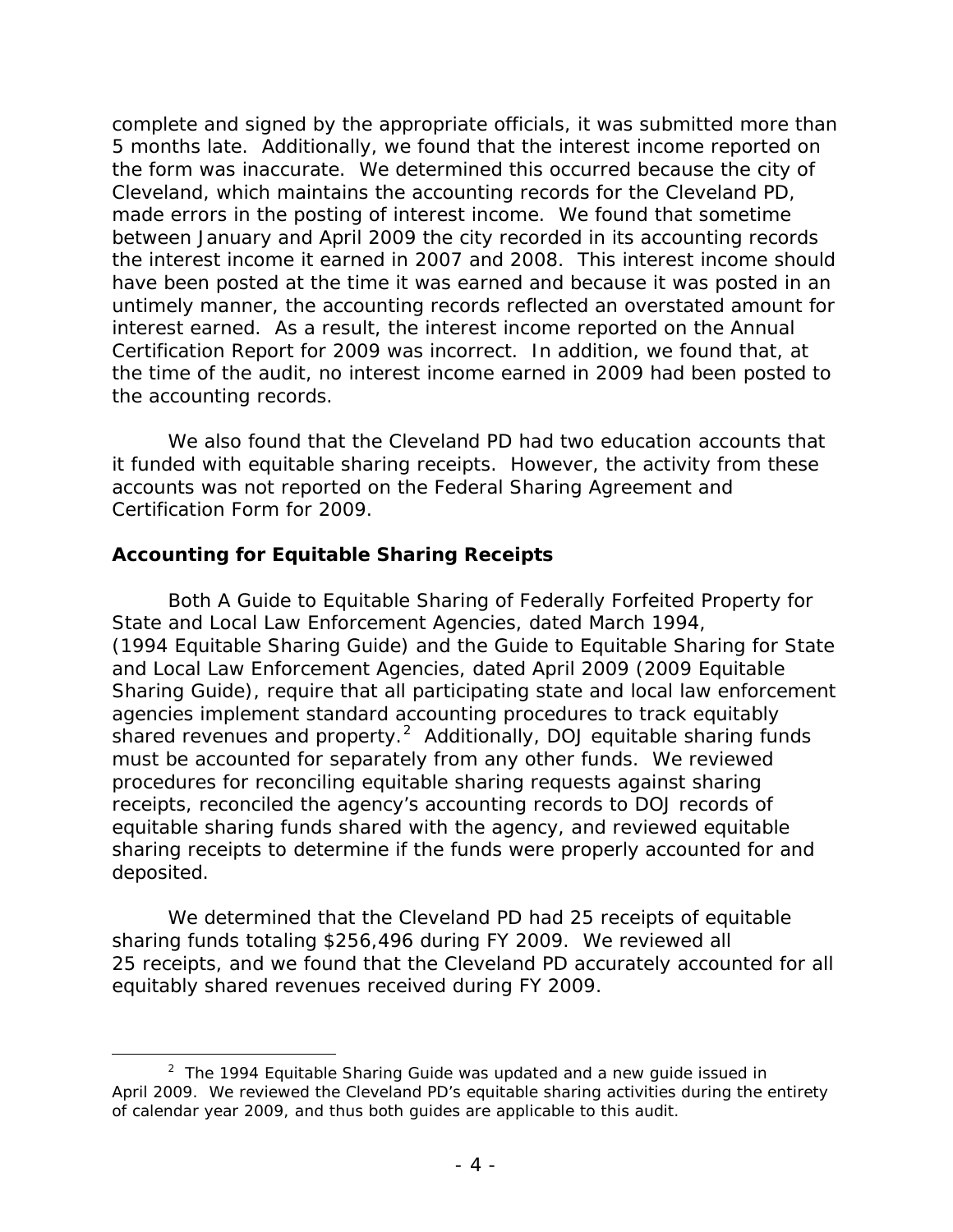complete and signed by the appropriate officials, it was submitted more than 5 months late. Additionally, we found that the interest income reported on the form was inaccurate. We determined this occurred because the city of Cleveland, which maintains the accounting records for the Cleveland PD, made errors in the posting of interest income. We found that sometime between January and April 2009 the city recorded in its accounting records the interest income it earned in 2007 and 2008. This interest income should have been posted at the time it was earned and because it was posted in an untimely manner, the accounting records reflected an overstated amount for interest earned. As a result, the interest income reported on the Annual Certification Report for 2009 was incorrect. In addition, we found that, at the time of the audit, no interest income earned in 2009 had been posted to the accounting records.

We also found that the Cleveland PD had two education accounts that it funded with equitable sharing receipts. However, the activity from these accounts was not reported on the Federal Sharing Agreement and Certification Form for 2009.

### Accounting for Equitable Sharing Receipts

Both A Guide to Equitable Sharing of Federally Forfeited Property for State and Local Law Enforcement Agencies, dated March 1994, (1994 Equitable Sharing Guide) and the Guide to Equitable Sharing for State and Local Law Enforcement Agencies, dated April 2009 (2009 Equitable Sharing Guide), require that all participating state and local law enforcement agencies implement standard accounting procedures to track equitably shared revenues and property.[2] Additionally, DOJ equitable sharing funds must be accounted for separately from any other funds. We reviewed procedures for reconciling equitable sharing requests against sharing receipts, reconciled the agency's accounting records to DOJ records of equitable sharing funds shared with the agency, and reviewed equitable sharing receipts to determine if the funds were properly accounted for and deposited.

We determined that the Cleveland PD had 25 receipts of equitable sharing funds totaling $256,496 during FY 2009. We reviewed all 25 receipts, and we found that the Cleveland PD accurately accounted for all equitably shared revenues received during FY 2009.

[2] The 1994 Equitable Sharing Guide was updated and a new guide issued in April 2009. We reviewed the Cleveland PD's equitable sharing activities during the entirety of calendar year 2009, and thus both guides are applicable to this audit.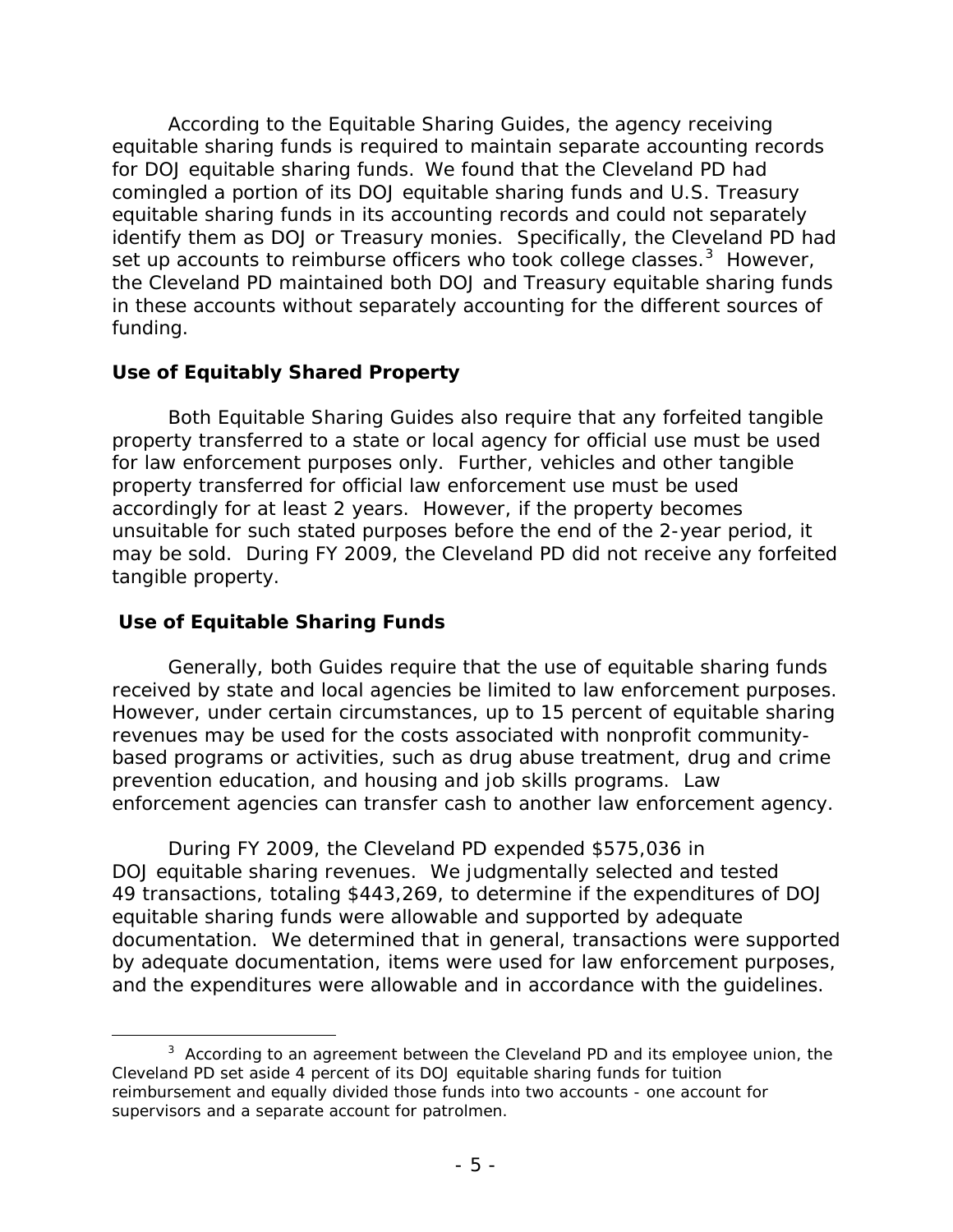According to the Equitable Sharing Guides, the agency receiving equitable sharing funds is required to maintain separate accounting records for DOJ equitable sharing funds. We found that the Cleveland PD had comingled a portion of its DOJ equitable sharing funds and U.S. Treasury equitable sharing funds in its accounting records and could not separately identify them as DOJ or Treasury monies. Specifically, the Cleveland PD had set up accounts to reimburse officers who took college classes.[3] However, the Cleveland PD maintained both DOJ and Treasury equitable sharing funds in these accounts without separately accounting for the different sources of funding.

### Use of Equitably Shared Property

Both Equitable Sharing Guides also require that any forfeited tangible property transferred to a state or local agency for official use must be used for law enforcement purposes only. Further, vehicles and other tangible property transferred for official law enforcement use must be used accordingly for at least 2 years. However, if the property becomes unsuitable for such stated purposes before the end of the 2-year period, it may be sold. During FY 2009, the Cleveland PD did not receive any forfeited tangible property.

### Use of Equitable Sharing Funds

Generally, both Guides require that the use of equitable sharing funds received by state and local agencies be limited to law enforcement purposes. However, under certain circumstances, up to 15 percent of equitable sharing revenues may be used for the costs associated with nonprofit community-based programs or activities, such as drug abuse treatment, drug and crime prevention education, and housing and job skills programs. Law enforcement agencies can transfer cash to another law enforcement agency.

During FY 2009, the Cleveland PD expended $575,036 in DOJ equitable sharing revenues. We judgmentally selected and tested 49 transactions, totaling $443,269, to determine if the expenditures of DOJ equitable sharing funds were allowable and supported by adequate documentation. We determined that in general, transactions were supported by adequate documentation, items were used for law enforcement purposes, and the expenditures were allowable and in accordance with the guidelines.

[3] According to an agreement between the Cleveland PD and its employee union, the Cleveland PD set aside 4 percent of its DOJ equitable sharing funds for tuition reimbursement and equally divided those funds into two accounts - one account for supervisors and a separate account for patrolmen.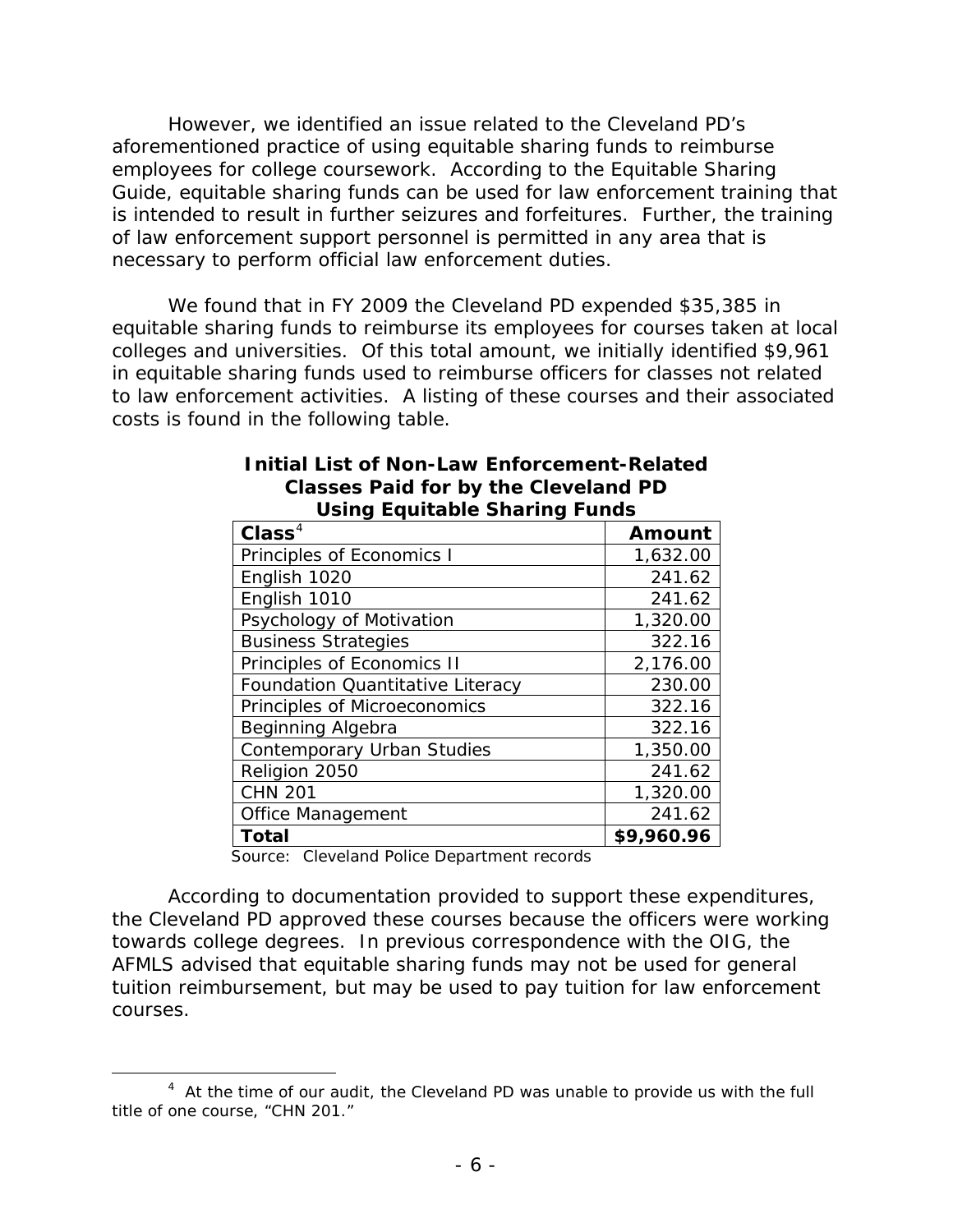However, we identified an issue related to the Cleveland PD's aforementioned practice of using equitable sharing funds to reimburse employees for college coursework. According to the Equitable Sharing Guide, equitable sharing funds can be used for law enforcement training that is intended to result in further seizures and forfeitures. Further, the training of law enforcement support personnel is permitted in any area that is necessary to perform official law enforcement duties.

We found that in FY 2009 the Cleveland PD expended $35,385 in equitable sharing funds to reimburse its employees for courses taken at local colleges and universities. Of this total amount, we initially identified $9,961 in equitable sharing funds used to reimburse officers for classes not related to law enforcement activities. A listing of these courses and their associated costs is found in the following table.

**Initial List of Non-Law Enforcement-Related Classes Paid for by the Cleveland PD Using Equitable Sharing Funds**

| Class[4] | Amount |
|---|---:|
| Principles of Economics I | 1,632.00 |
| English 1020 | 241.62 |
| English 1010 | 241.62 |
| Psychology of Motivation | 1,320.00 |
| Business Strategies | 322.16 |
| Principles of Economics II | 2,176.00 |
| Foundation Quantitative Literacy | 230.00 |
| Principles of Microeconomics | 322.16 |
| Beginning Algebra | 322.16 |
| Contemporary Urban Studies | 1,350.00 |
| Religion 2050 | 241.62 |
| CHN 201 | 1,320.00 |
| Office Management | 241.62 |
| **Total** | **$9,960.96** |

Source: Cleveland Police Department records

According to documentation provided to support these expenditures, the Cleveland PD approved these courses because the officers were working towards college degrees. In previous correspondence with the OIG, the AFMLS advised that equitable sharing funds may not be used for general tuition reimbursement, but may be used to pay tuition for law enforcement courses.

[4] At the time of our audit, the Cleveland PD was unable to provide us with the full title of one course, "CHN 201."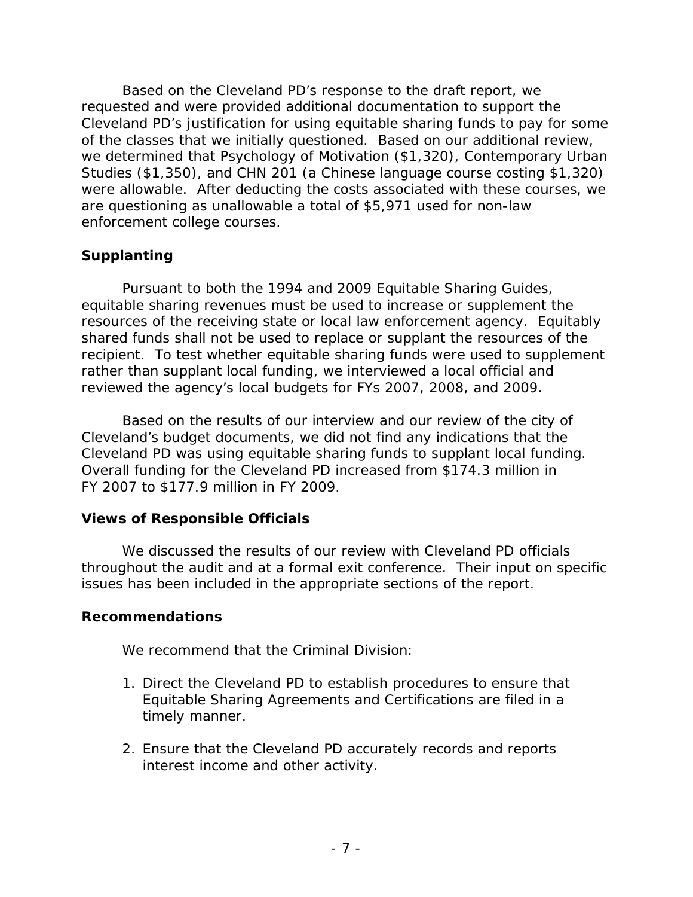Based on the Cleveland PD's response to the draft report, we requested and were provided additional documentation to support the Cleveland PD's justification for using equitable sharing funds to pay for some of the classes that we initially questioned. Based on our additional review, we determined that Psychology of Motivation ($1,320), Contemporary Urban Studies ($1,350), and CHN 201 (a Chinese language course costing $1,320) were allowable. After deducting the costs associated with these courses, we are questioning as unallowable a total of $5,971 used for non-law enforcement college courses.

### Supplanting

Pursuant to both the 1994 and 2009 Equitable Sharing Guides, equitable sharing revenues must be used to increase or supplement the resources of the receiving state or local law enforcement agency. Equitably shared funds shall not be used to replace or supplant the resources of the recipient. To test whether equitable sharing funds were used to supplement rather than supplant local funding, we interviewed a local official and reviewed the agency's local budgets for FYs 2007, 2008, and 2009.

Based on the results of our interview and our review of the city of Cleveland's budget documents, we did not find any indications that the Cleveland PD was using equitable sharing funds to supplant local funding. Overall funding for the Cleveland PD increased from $174.3 million in FY 2007 to $177.9 million in FY 2009.

### Views of Responsible Officials

We discussed the results of our review with Cleveland PD officials throughout the audit and at a formal exit conference. Their input on specific issues has been included in the appropriate sections of the report.

### Recommendations

We recommend that the Criminal Division:

1. Direct the Cleveland PD to establish procedures to ensure that Equitable Sharing Agreements and Certifications are filed in a timely manner.

2. Ensure that the Cleveland PD accurately records and reports interest income and other activity.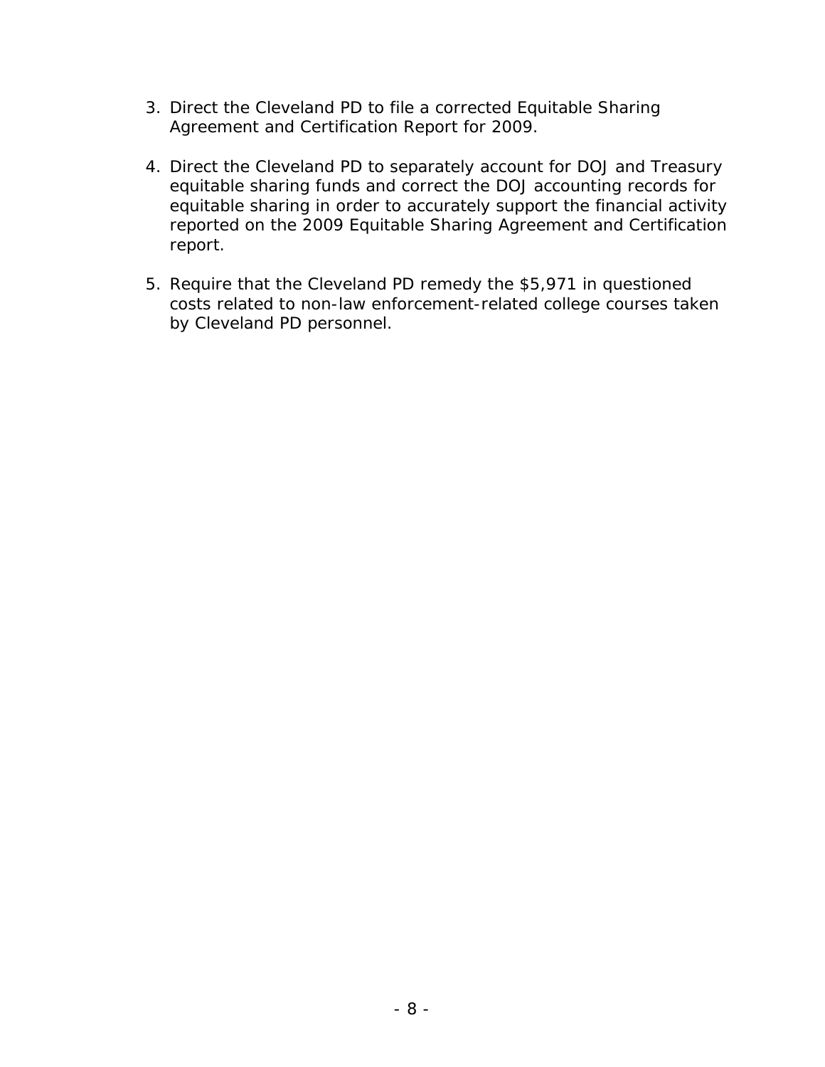3. Direct the Cleveland PD to file a corrected Equitable Sharing Agreement and Certification Report for 2009.

4. Direct the Cleveland PD to separately account for DOJ and Treasury equitable sharing funds and correct the DOJ accounting records for equitable sharing in order to accurately support the financial activity reported on the 2009 Equitable Sharing Agreement and Certification report.

5. Require that the Cleveland PD remedy the $5,971 in questioned costs related to non-law enforcement-related college courses taken by Cleveland PD personnel.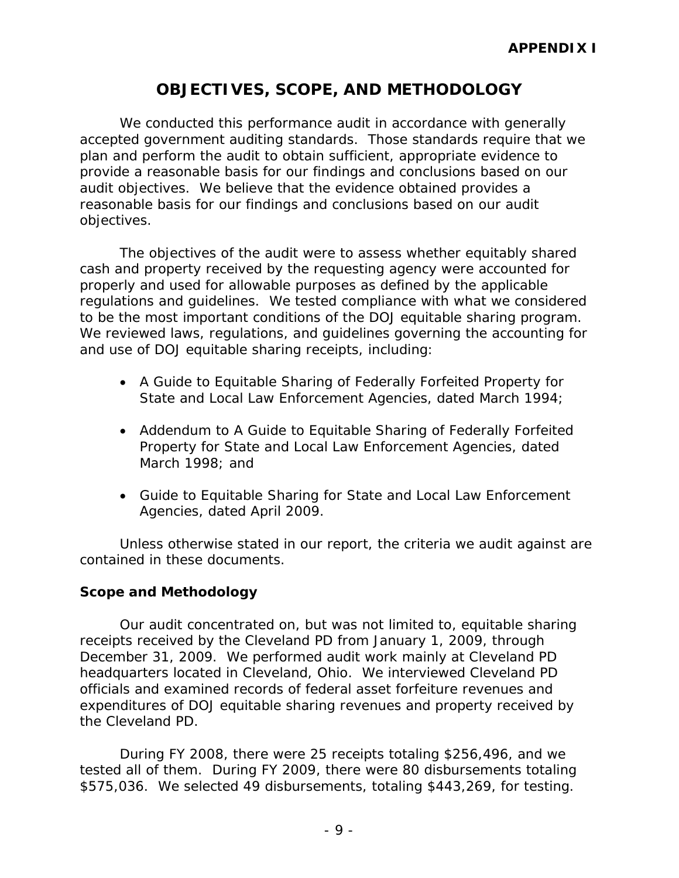**APPENDIX I**

# OBJECTIVES, SCOPE, AND METHODOLOGY

We conducted this performance audit in accordance with generally accepted government auditing standards. Those standards require that we plan and perform the audit to obtain sufficient, appropriate evidence to provide a reasonable basis for our findings and conclusions based on our audit objectives. We believe that the evidence obtained provides a reasonable basis for our findings and conclusions based on our audit objectives.

The objectives of the audit were to assess whether equitably shared cash and property received by the requesting agency were accounted for properly and used for allowable purposes as defined by the applicable regulations and guidelines. We tested compliance with what we considered to be the most important conditions of the DOJ equitable sharing program. We reviewed laws, regulations, and guidelines governing the accounting for and use of DOJ equitable sharing receipts, including:

- A Guide to Equitable Sharing of Federally Forfeited Property for State and Local Law Enforcement Agencies, dated March 1994;
- Addendum to A Guide to Equitable Sharing of Federally Forfeited Property for State and Local Law Enforcement Agencies, dated March 1998; and
- Guide to Equitable Sharing for State and Local Law Enforcement Agencies, dated April 2009.

Unless otherwise stated in our report, the criteria we audit against are contained in these documents.

## Scope and Methodology

Our audit concentrated on, but was not limited to, equitable sharing receipts received by the Cleveland PD from January 1, 2009, through December 31, 2009. We performed audit work mainly at Cleveland PD headquarters located in Cleveland, Ohio. We interviewed Cleveland PD officials and examined records of federal asset forfeiture revenues and expenditures of DOJ equitable sharing revenues and property received by the Cleveland PD.

During FY 2008, there were 25 receipts totaling $256,496, and we tested all of them. During FY 2009, there were 80 disbursements totaling $575,036. We selected 49 disbursements, totaling $443,269, for testing.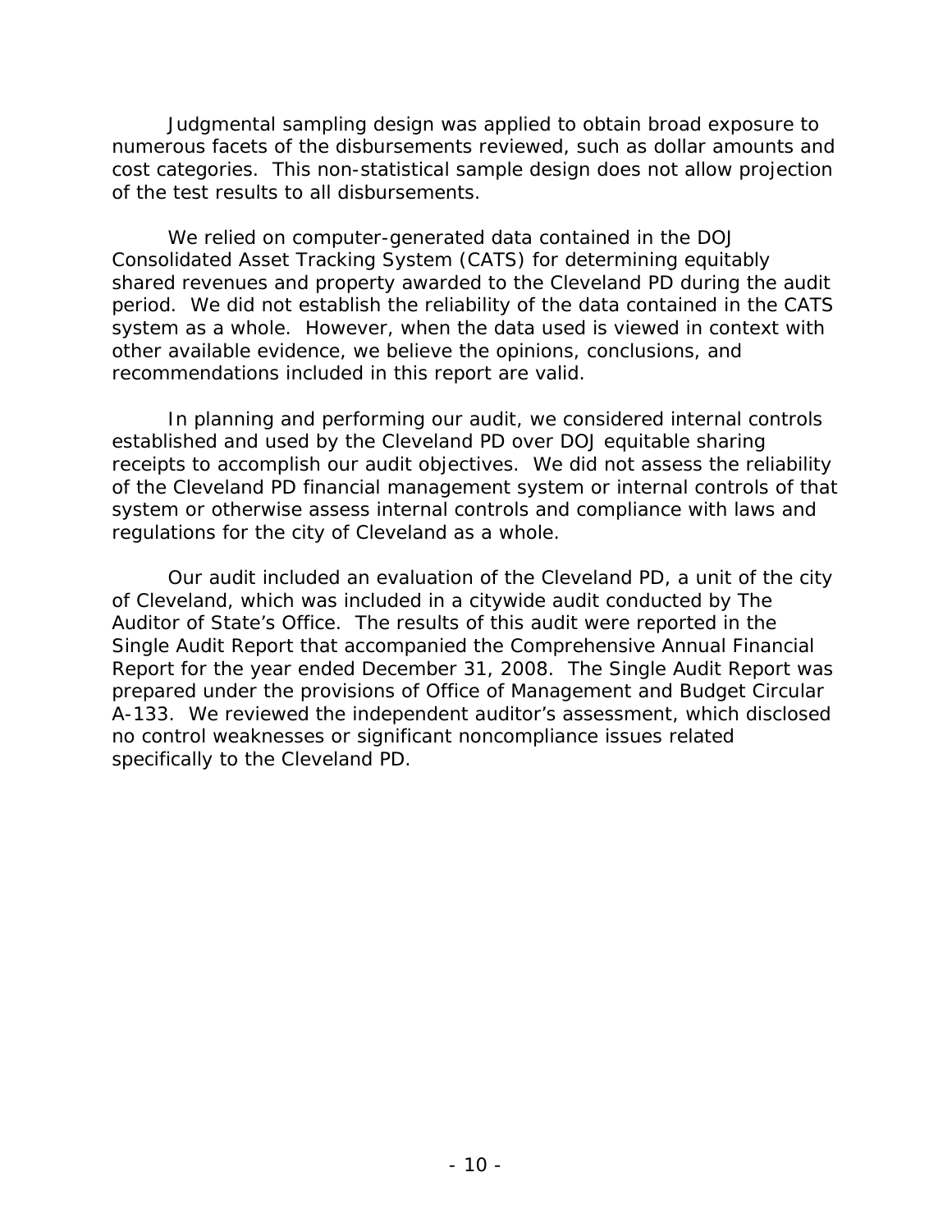Judgmental sampling design was applied to obtain broad exposure to numerous facets of the disbursements reviewed, such as dollar amounts and cost categories. This non-statistical sample design does not allow projection of the test results to all disbursements.

We relied on computer-generated data contained in the DOJ Consolidated Asset Tracking System (CATS) for determining equitably shared revenues and property awarded to the Cleveland PD during the audit period. We did not establish the reliability of the data contained in the CATS system as a whole. However, when the data used is viewed in context with other available evidence, we believe the opinions, conclusions, and recommendations included in this report are valid.

In planning and performing our audit, we considered internal controls established and used by the Cleveland PD over DOJ equitable sharing receipts to accomplish our audit objectives. We did not assess the reliability of the Cleveland PD financial management system or internal controls of that system or otherwise assess internal controls and compliance with laws and regulations for the city of Cleveland as a whole.

Our audit included an evaluation of the Cleveland PD, a unit of the city of Cleveland, which was included in a citywide audit conducted by The Auditor of State's Office. The results of this audit were reported in the Single Audit Report that accompanied the Comprehensive Annual Financial Report for the year ended December 31, 2008. The Single Audit Report was prepared under the provisions of Office of Management and Budget Circular A-133. We reviewed the independent auditor's assessment, which disclosed no control weaknesses or significant noncompliance issues related specifically to the Cleveland PD.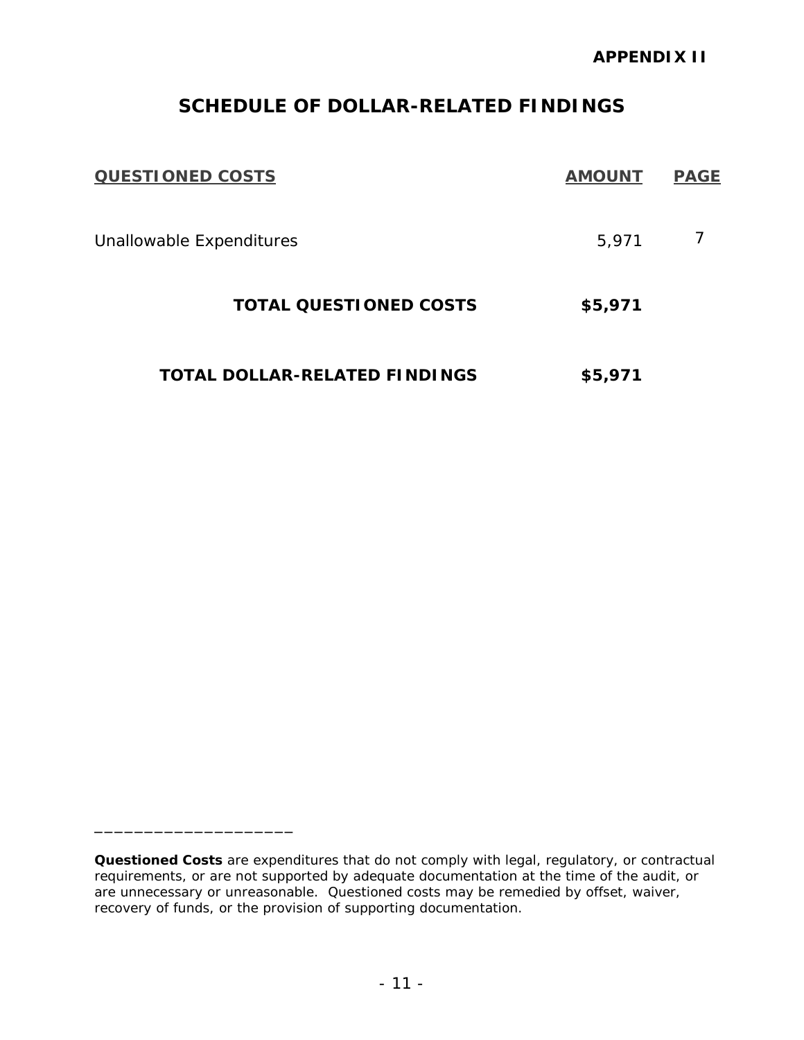APPENDIX II

# SCHEDULE OF DOLLAR-RELATED FINDINGS

| QUESTIONED COSTS | AMOUNT | PAGE |
|---|---|---|
| Unallowable Expenditures | 5,971 | 7 |
| **TOTAL QUESTIONED COSTS** | **$5,971** | |
| **TOTAL DOLLAR-RELATED FINDINGS** | **$5,971** | |

---

**Questioned Costs** are expenditures that do not comply with legal, regulatory, or contractual requirements, or are not supported by adequate documentation at the time of the audit, or are unnecessary or unreasonable. Questioned costs may be remedied by offset, waiver, recovery of funds, or the provision of supporting documentation.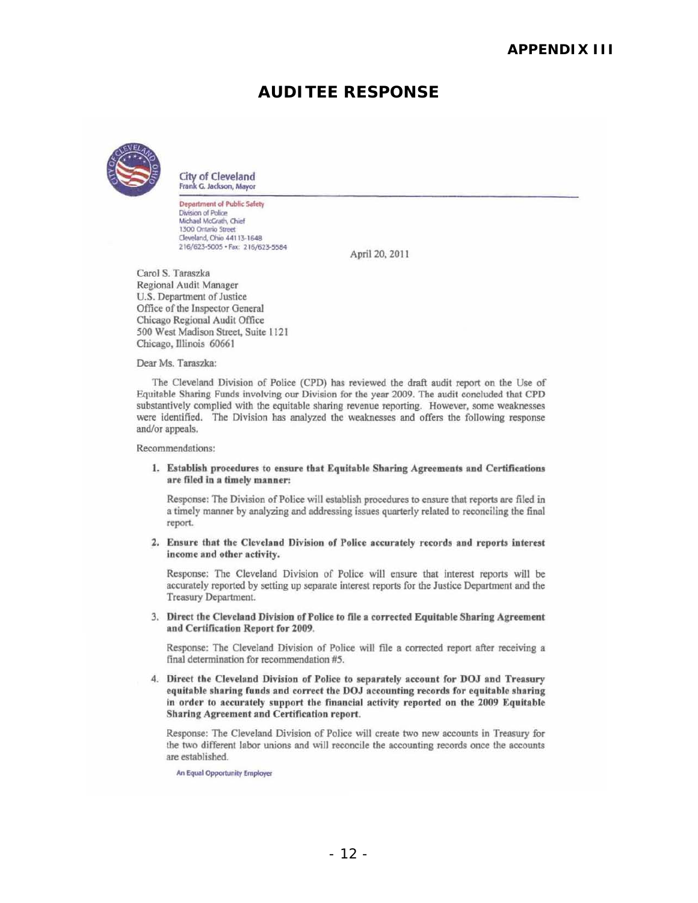# APPENDIX III

## AUDITEE RESPONSE

City of Cleveland
Frank G. Jackson, Mayor

Department of Public Safety
Division of Police
Michael McGrath, Chief
1300 Ontario Street
Cleveland, Ohio 44113-1648
216/623-5005 • Fax: 216/623-5584

April 20, 2011

Carol S. Taraszka
Regional Audit Manager
U.S. Department of Justice
Office of the Inspector General
Chicago Regional Audit Office
500 West Madison Street, Suite 1121
Chicago, Illinois 60661

Dear Ms. Taraszka:

The Cleveland Division of Police (CPD) has reviewed the draft audit report on the Use of Equitable Sharing Funds involving our Division for the year 2009. The audit concluded that CPD substantively complied with the equitable sharing revenue reporting. However, some weaknesses were identified. The Division has analyzed the weaknesses and offers the following response and/or appeals.

Recommendations:

1. **Establish procedures to ensure that Equitable Sharing Agreements and Certifications are filed in a timely manner:**

   Response: The Division of Police will establish procedures to ensure that reports are filed in a timely manner by analyzing and addressing issues quarterly related to reconciling the final report.

2. **Ensure that the Cleveland Division of Police accurately records and reports interest income and other activity.**

   Response: The Cleveland Division of Police will ensure that interest reports will be accurately reported by setting up separate interest reports for the Justice Department and the Treasury Department.

3. **Direct the Cleveland Division of Police to file a corrected Equitable Sharing Agreement and Certification Report for 2009.**

   Response: The Cleveland Division of Police will file a corrected report after receiving a final determination for recommendation #5.

4. **Direct the Cleveland Division of Police to separately account for DOJ and Treasury equitable sharing funds and correct the DOJ accounting records for equitable sharing in order to accurately support the financial activity reported on the 2009 Equitable Sharing Agreement and Certification report.**

   Response: The Cleveland Division of Police will create two new accounts in Treasury for the two different labor unions and will reconcile the accounting records once the accounts are established.

An Equal Opportunity Employer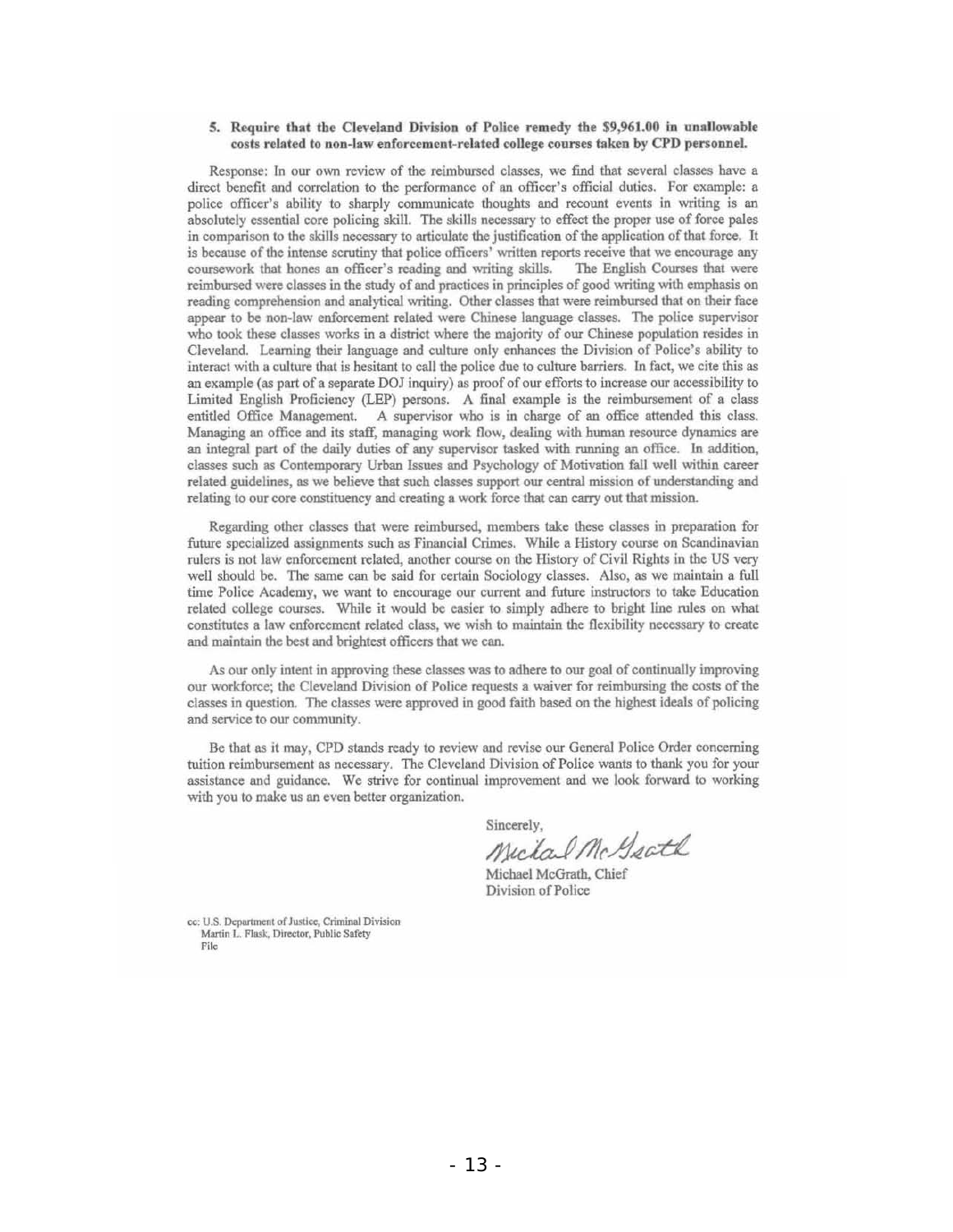**5. Require that the Cleveland Division of Police remedy the $9,961.00 in unallowable costs related to non-law enforcement-related college courses taken by CPD personnel.**

Response: In our own review of the reimbursed classes, we find that several classes have a direct benefit and correlation to the performance of an officer's official duties. For example: a police officer's ability to sharply communicate thoughts and recount events in writing is an absolutely essential core policing skill. The skills necessary to effect the proper use of force pales in comparison to the skills necessary to articulate the justification of the application of that force. It is because of the intense scrutiny that police officers' written reports receive that we encourage any coursework that hones an officer's reading and writing skills. The English Courses that were reimbursed were classes in the study of and practices in principles of good writing with emphasis on reading comprehension and analytical writing. Other classes that were reimbursed that on their face appear to be non-law enforcement related were Chinese language classes. The police supervisor who took these classes works in a district where the majority of our Chinese population resides in Cleveland. Learning their language and culture only enhances the Division of Police's ability to interact with a culture that is hesitant to call the police due to culture barriers. In fact, we cite this as an example (as part of a separate DOJ inquiry) as proof of our efforts to increase our accessibility to Limited English Proficiency (LEP) persons. A final example is the reimbursement of a class entitled Office Management. A supervisor who is in charge of an office attended this class. Managing an office and its staff, managing work flow, dealing with human resource dynamics are an integral part of the daily duties of any supervisor tasked with running an office. In addition, classes such as Contemporary Urban Issues and Psychology of Motivation fall well within career related guidelines, as we believe that such classes support our central mission of understanding and relating to our core constituency and creating a work force that can carry out that mission.

Regarding other classes that were reimbursed, members take these classes in preparation for future specialized assignments such as Financial Crimes. While a History course on Scandinavian rulers is not law enforcement related, another course on the History of Civil Rights in the US very well should be. The same can be said for certain Sociology classes. Also, as we maintain a full time Police Academy, we want to encourage our current and future instructors to take Education related college courses. While it would be easier to simply adhere to bright line rules on what constitutes a law enforcement related class, we wish to maintain the flexibility necessary to create and maintain the best and brightest officers that we can.

As our only intent in approving these classes was to adhere to our goal of continually improving our workforce; the Cleveland Division of Police requests a waiver for reimbursing the costs of the classes in question. The classes were approved in good faith based on the highest ideals of policing and service to our community.

Be that as it may, CPD stands ready to review and revise our General Police Order concerning tuition reimbursement as necessary. The Cleveland Division of Police wants to thank you for your assistance and guidance. We strive for continual improvement and we look forward to working with you to make us an even better organization.

Sincerely,

Michael McGrath

Michael McGrath, Chief
Division of Police

cc: U.S. Department of Justice, Criminal Division
Martin L. Flask, Director, Public Safety
File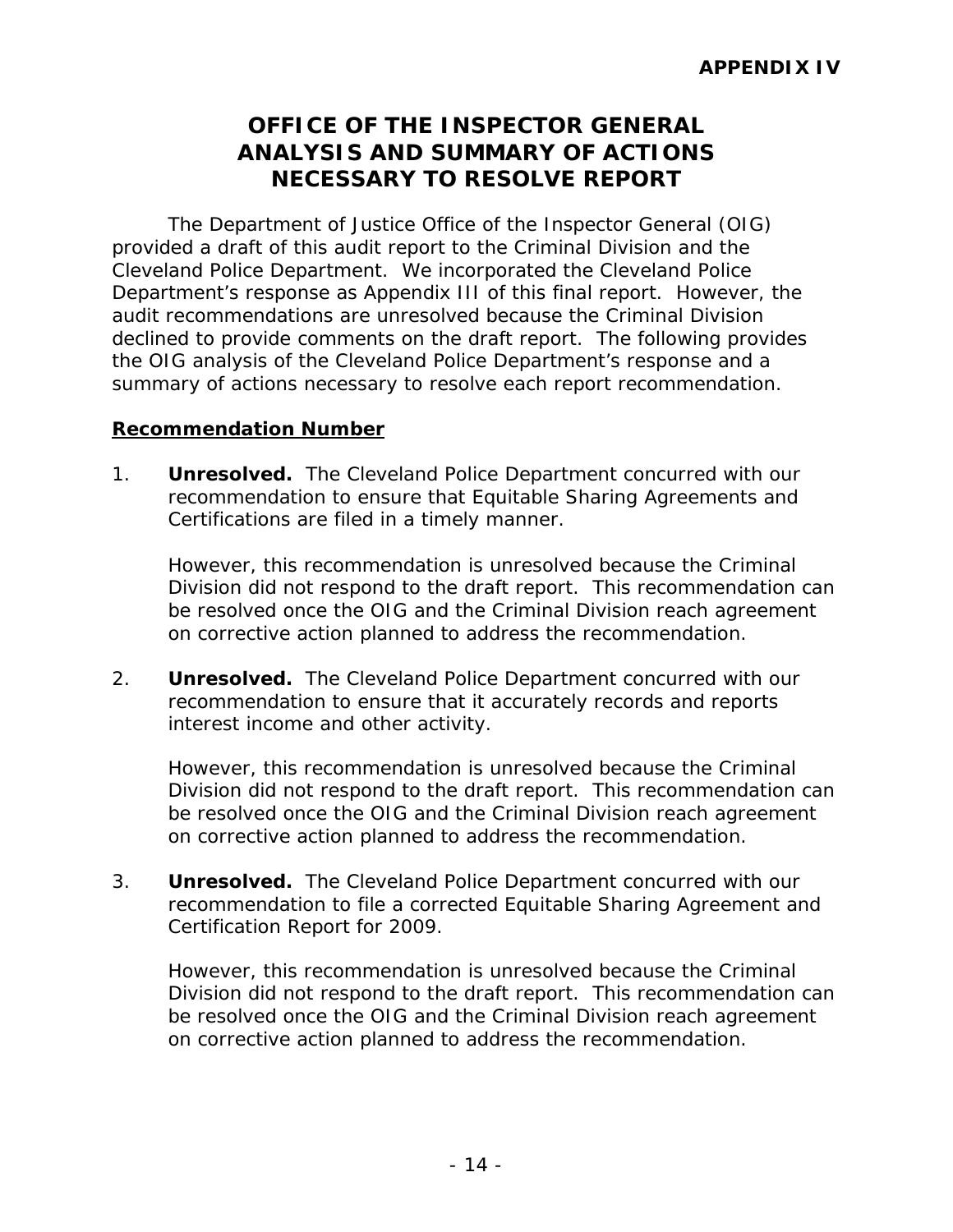**APPENDIX IV**

# OFFICE OF THE INSPECTOR GENERAL ANALYSIS AND SUMMARY OF ACTIONS NECESSARY TO RESOLVE REPORT

The Department of Justice Office of the Inspector General (OIG) provided a draft of this audit report to the Criminal Division and the Cleveland Police Department. We incorporated the Cleveland Police Department's response as Appendix III of this final report. However, the audit recommendations are unresolved because the Criminal Division declined to provide comments on the draft report. The following provides the OIG analysis of the Cleveland Police Department's response and a summary of actions necessary to resolve each report recommendation.

**Recommendation Number**

1. **Unresolved.** The Cleveland Police Department concurred with our recommendation to ensure that Equitable Sharing Agreements and Certifications are filed in a timely manner.

   However, this recommendation is unresolved because the Criminal Division did not respond to the draft report. This recommendation can be resolved once the OIG and the Criminal Division reach agreement on corrective action planned to address the recommendation.

2. **Unresolved.** The Cleveland Police Department concurred with our recommendation to ensure that it accurately records and reports interest income and other activity.

   However, this recommendation is unresolved because the Criminal Division did not respond to the draft report. This recommendation can be resolved once the OIG and the Criminal Division reach agreement on corrective action planned to address the recommendation.

3. **Unresolved.** The Cleveland Police Department concurred with our recommendation to file a corrected Equitable Sharing Agreement and Certification Report for 2009.

   However, this recommendation is unresolved because the Criminal Division did not respond to the draft report. This recommendation can be resolved once the OIG and the Criminal Division reach agreement on corrective action planned to address the recommendation.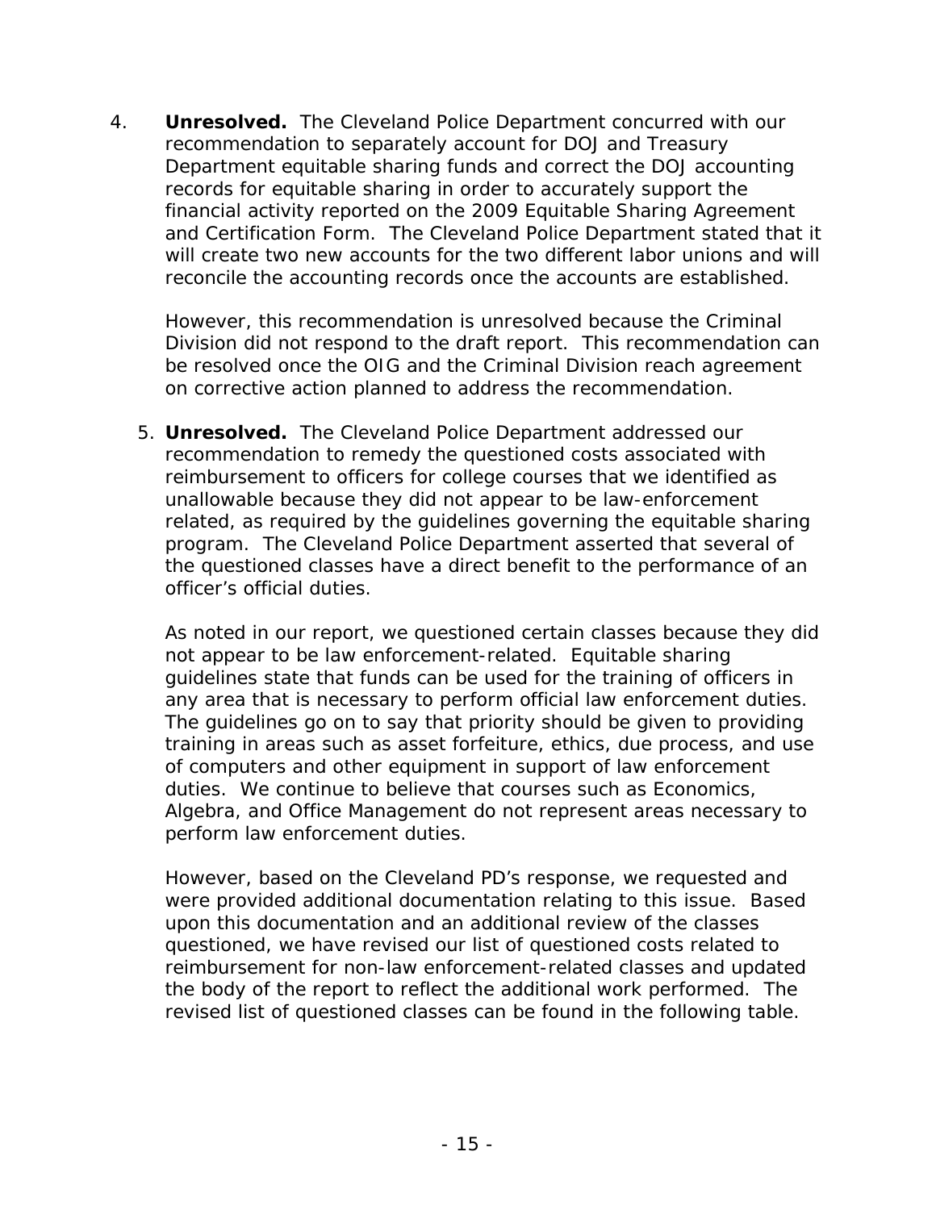4. **Unresolved.** The Cleveland Police Department concurred with our recommendation to separately account for DOJ and Treasury Department equitable sharing funds and correct the DOJ accounting records for equitable sharing in order to accurately support the financial activity reported on the 2009 Equitable Sharing Agreement and Certification Form. The Cleveland Police Department stated that it will create two new accounts for the two different labor unions and will reconcile the accounting records once the accounts are established.

   However, this recommendation is unresolved because the Criminal Division did not respond to the draft report. This recommendation can be resolved once the OIG and the Criminal Division reach agreement on corrective action planned to address the recommendation.

5. **Unresolved.** The Cleveland Police Department addressed our recommendation to remedy the questioned costs associated with reimbursement to officers for college courses that we identified as unallowable because they did not appear to be law-enforcement related, as required by the guidelines governing the equitable sharing program. The Cleveland Police Department asserted that several of the questioned classes have a direct benefit to the performance of an officer's official duties.

   As noted in our report, we questioned certain classes because they did not appear to be law enforcement-related. Equitable sharing guidelines state that funds can be used for the training of officers in any area that is necessary to perform official law enforcement duties. The guidelines go on to say that priority should be given to providing training in areas such as asset forfeiture, ethics, due process, and use of computers and other equipment in support of law enforcement duties. We continue to believe that courses such as Economics, Algebra, and Office Management do not represent areas necessary to perform law enforcement duties.

   However, based on the Cleveland PD's response, we requested and were provided additional documentation relating to this issue. Based upon this documentation and an additional review of the classes questioned, we have revised our list of questioned costs related to reimbursement for non-law enforcement-related classes and updated the body of the report to reflect the additional work performed. The revised list of questioned classes can be found in the following table.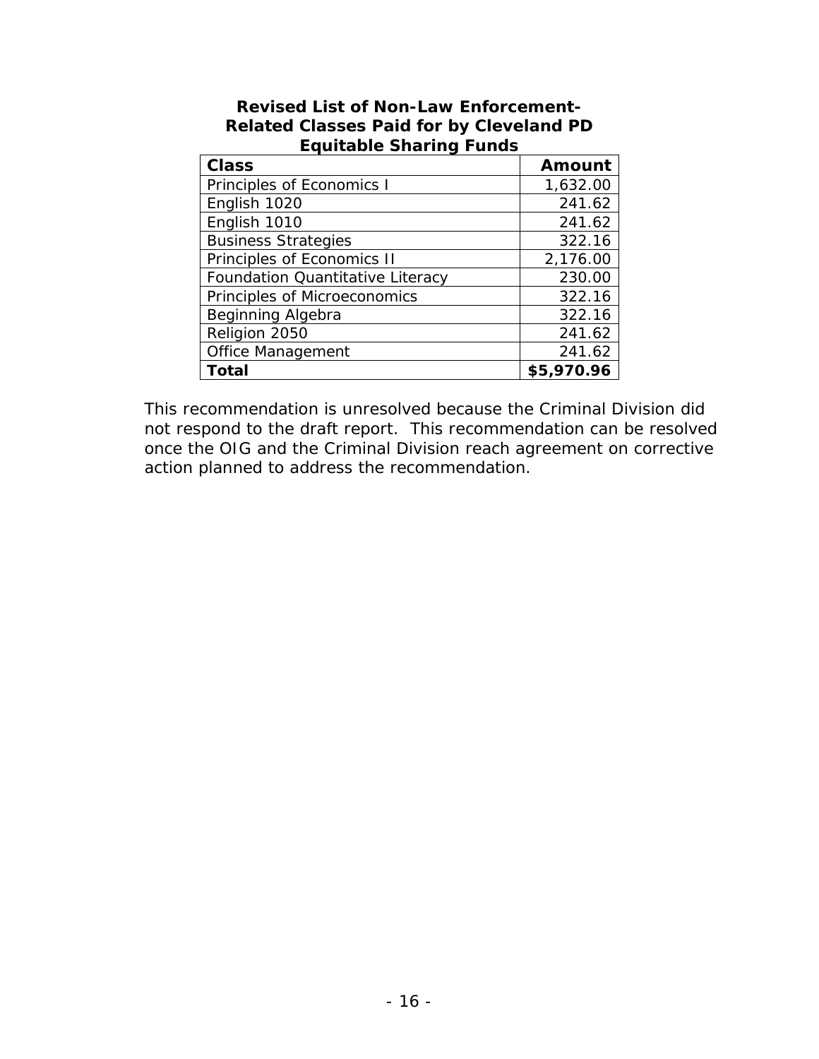**Revised List of Non-Law Enforcement-Related Classes Paid for by Cleveland PD Equitable Sharing Funds**

| Class | Amount |
|---|---:|
| Principles of Economics I | 1,632.00 |
| English 1020 | 241.62 |
| English 1010 | 241.62 |
| Business Strategies | 322.16 |
| Principles of Economics II | 2,176.00 |
| Foundation Quantitative Literacy | 230.00 |
| Principles of Microeconomics | 322.16 |
| Beginning Algebra | 322.16 |
| Religion 2050 | 241.62 |
| Office Management | 241.62 |
| **Total** | **$5,970.96** |

This recommendation is unresolved because the Criminal Division did not respond to the draft report. This recommendation can be resolved once the OIG and the Criminal Division reach agreement on corrective action planned to address the recommendation.